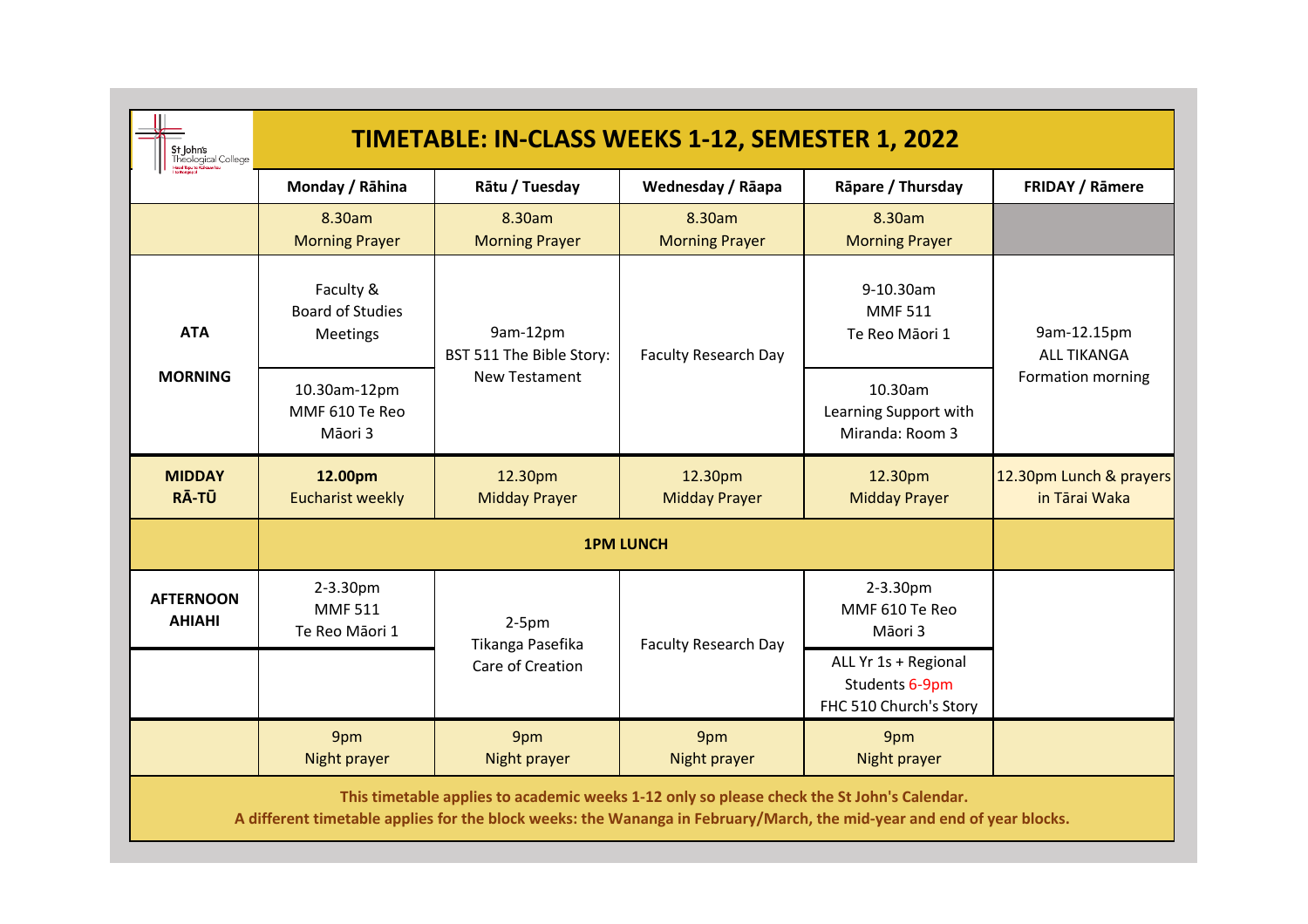# TIMETABLE: IN-CLASS WEEKS 1-12, SEMESTER 1, 2022

St John's Theological College

| | Monday / Rāhina | Rātu / Tuesday | Wednesday / Rāapa | Rāpare / Thursday | FRIDAY / Rāmere |
|---|---|---|---|---|---|
| | 8.30am Morning Prayer | 8.30am Morning Prayer | 8.30am Morning Prayer | 8.30am Morning Prayer | |
| **ATA** **MORNING** | Faculty & Board of Studies Meetings | 9am-12pm BST 511 The Bible Story: New Testament | Faculty Research Day | 9-10.30am MMF 511 Te Reo Māori 1 | 9am-12.15pm ALL TIKANGA Formation morning |
| | 10.30am-12pm MMF 610 Te Reo Māori 3 | | | 10.30am Learning Support with Miranda: Room 3 | |
| **MIDDAY RĀ-TŪ** | **12.00pm** Eucharist weekly | 12.30pm Midday Prayer | 12.30pm Midday Prayer | 12.30pm Midday Prayer | 12.30pm Lunch & prayers in Tārai Waka |
| | **1PM LUNCH** | | | | |
| **AFTERNOON AHIAHI** | 2-3.30pm MMF 511 Te Reo Māori 1 | 2-5pm Tikanga Pasefika Care of Creation | Faculty Research Day | 2-3.30pm MMF 610 Te Reo Māori 3 | |
| | | | | ALL Yr 1s + Regional Students 6-9pm FHC 510 Church's Story | |
| | 9pm Night prayer | 9pm Night prayer | 9pm Night prayer | 9pm Night prayer | |

**This timetable applies to academic weeks 1-12 only so please check the St John's Calendar.**
**A different timetable applies for the block weeks: the Wananga in February/March, the mid-year and end of year blocks.**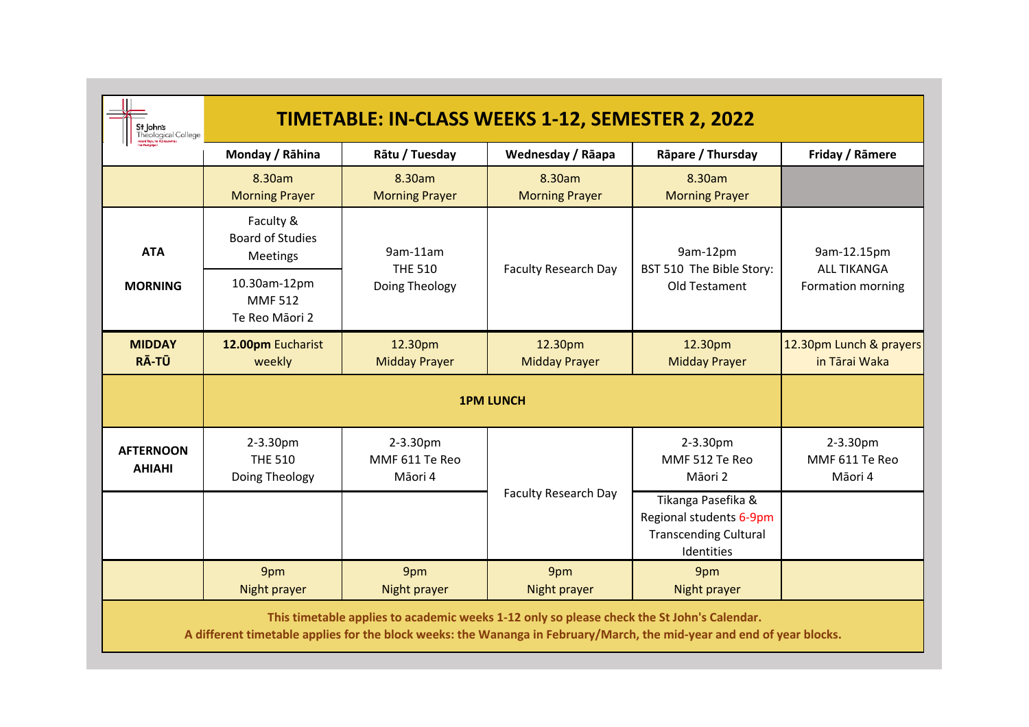# TIMETABLE: IN-CLASS WEEKS 1-12, SEMESTER 2, 2022

| | Monday / Rāhina | Rātu / Tuesday | Wednesday / Rāapa | Rāpare / Thursday | Friday / Rāmere |
|---|---|---|---|---|---|
| | 8.30am Morning Prayer | 8.30am Morning Prayer | 8.30am Morning Prayer | 8.30am Morning Prayer | |
| **ATA MORNING** | Faculty & Board of Studies Meetings | 9am-11am THE 510 Doing Theology | Faculty Research Day | 9am-12pm BST 510 The Bible Story: Old Testament | 9am-12.15pm ALL TIKANGA Formation morning |
| | 10.30am-12pm MMF 512 Te Reo Māori 2 | | | | |
| **MIDDAY RĀ-TŪ** | **12.00pm** Eucharist weekly | 12.30pm Midday Prayer | 12.30pm Midday Prayer | 12.30pm Midday Prayer | 12.30pm Lunch & prayers in Tārai Waka |
| | **1PM LUNCH** | | | | |
| **AFTERNOON AHIAHI** | 2-3.30pm THE 510 Doing Theology | 2-3.30pm MMF 611 Te Reo Māori 4 | Faculty Research Day | 2-3.30pm MMF 512 Te Reo Māori 2 | 2-3.30pm MMF 611 Te Reo Māori 4 |
| | | | | Tikanga Pasefika & Regional students 6-9pm Transcending Cultural Identities | |
| | 9pm Night prayer | 9pm Night prayer | 9pm Night prayer | 9pm Night prayer | |

**This timetable applies to academic weeks 1-12 only so please check the St John's Calendar.**
**A different timetable applies for the block weeks: the Wananga in February/March, the mid-year and end of year blocks.**